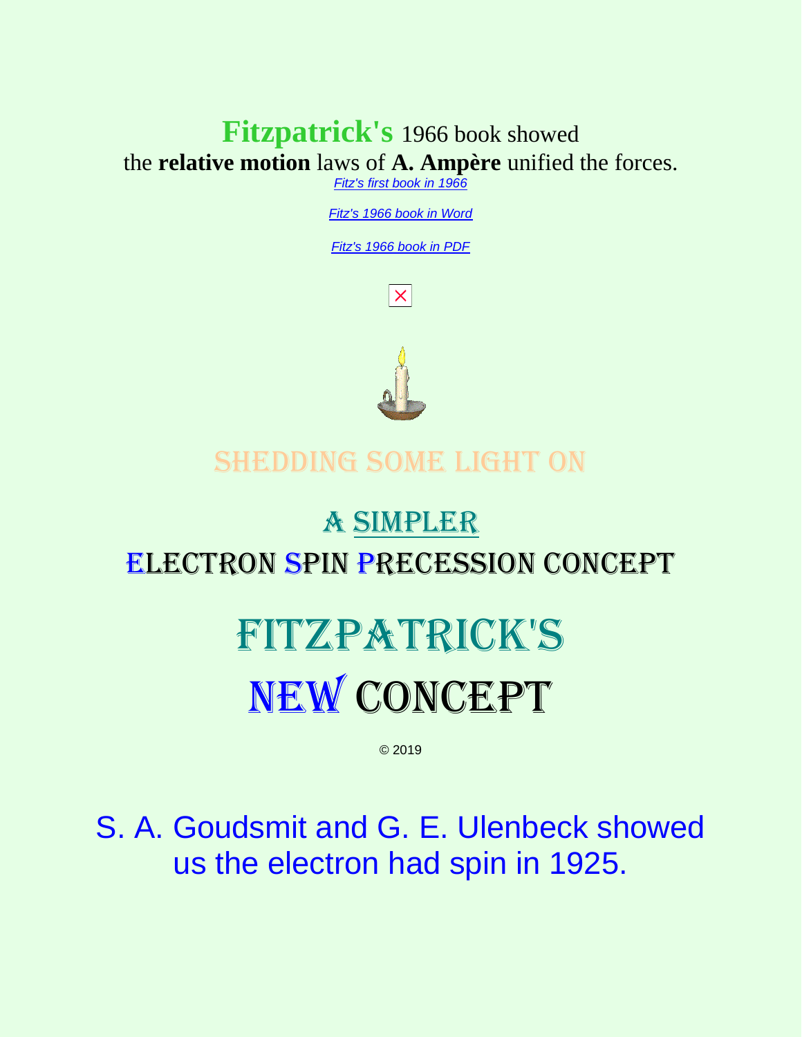**Fitzpatrick's** 1966 book showed
the **relative motion** laws of **A. Ampère** unified the forces.

*Fitz's first book in 1966*

*Fitz's 1966 book in Word*

*Fitz's 1966 book in PDF*

## SHEDDING SOME LIGHT ON

## A SIMPLER
## ELECTRON SPIN PRECESSION CONCEPT

# FITZPATRICK'S
# NEW CONCEPT

© 2019

S. A. Goudsmit and G. E. Ulenbeck showed us the electron had spin in 1925.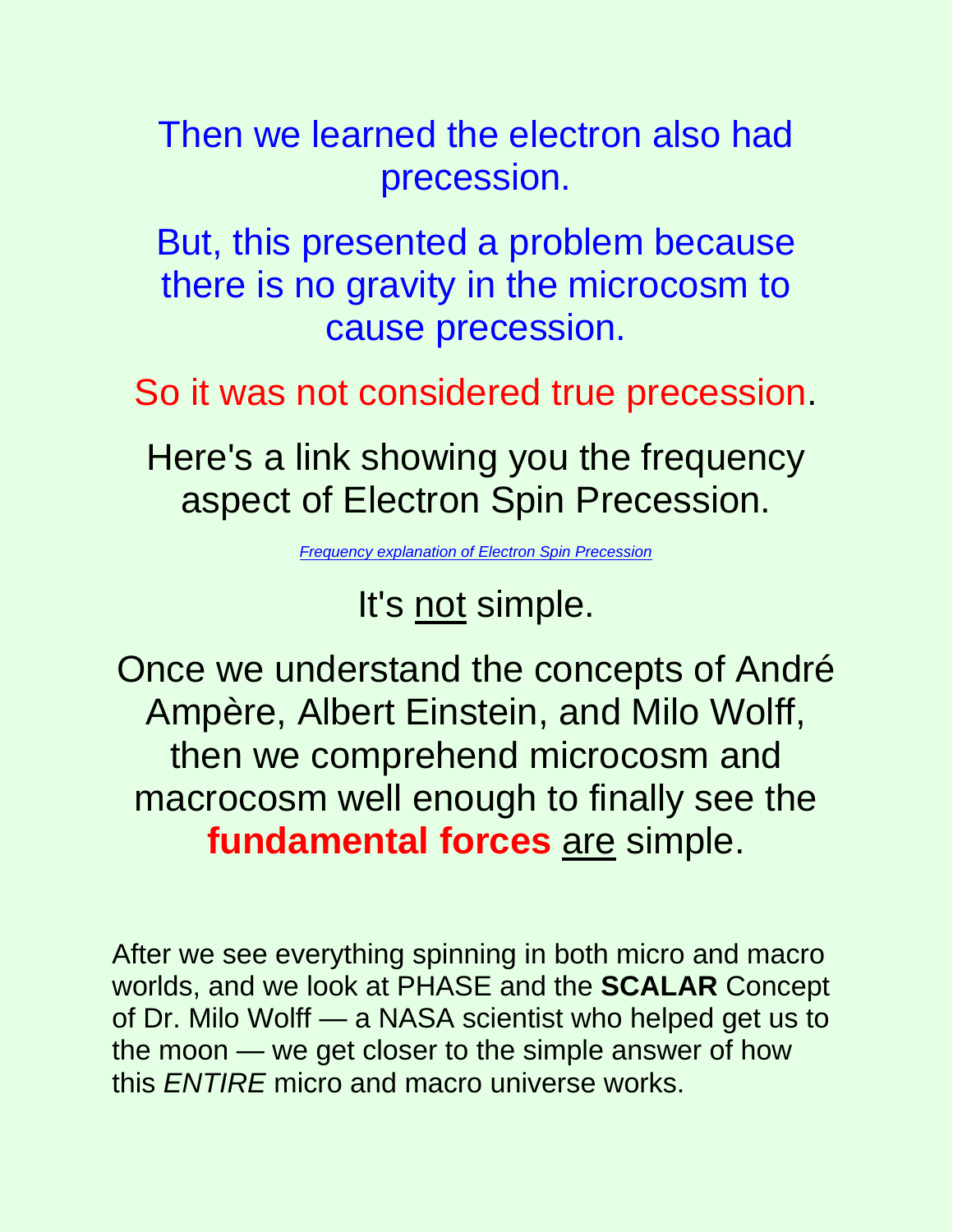Then we learned the electron also had precession.

But, this presented a problem because there is no gravity in the microcosm to cause precession.

So it was not considered true precession.

Here's a link showing you the frequency aspect of Electron Spin Precession.

*Frequency explanation of Electron Spin Precession*

It's not simple.

Once we understand the concepts of André Ampère, Albert Einstein, and Milo Wolff, then we comprehend microcosm and macrocosm well enough to finally see the **fundamental forces** are simple.

After we see everything spinning in both micro and macro worlds, and we look at PHASE and the **SCALAR** Concept of Dr. Milo Wolff — a NASA scientist who helped get us to the moon — we get closer to the simple answer of how this *ENTIRE* micro and macro universe works.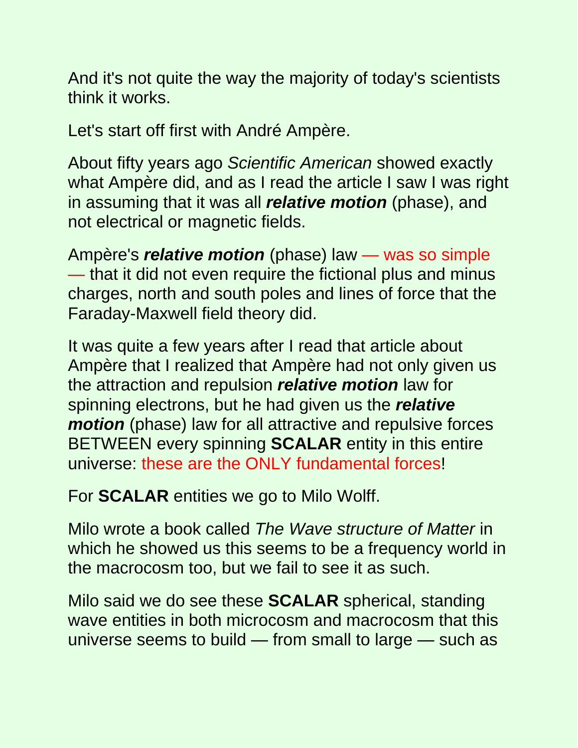And it's not quite the way the majority of today's scientists think it works.

Let's start off first with André Ampère.

About fifty years ago *Scientific American* showed exactly what Ampère did, and as I read the article I saw I was right in assuming that it was all ***relative motion*** (phase), and not electrical or magnetic fields.

Ampère's ***relative motion*** (phase) law — was so simple — that it did not even require the fictional plus and minus charges, north and south poles and lines of force that the Faraday-Maxwell field theory did.

It was quite a few years after I read that article about Ampère that I realized that Ampère had not only given us the attraction and repulsion ***relative motion*** law for spinning electrons, but he had given us the ***relative motion*** (phase) law for all attractive and repulsive forces BETWEEN every spinning **SCALAR** entity in this entire universe: these are the ONLY fundamental forces!

For **SCALAR** entities we go to Milo Wolff.

Milo wrote a book called *The Wave structure of Matter* in which he showed us this seems to be a frequency world in the macrocosm too, but we fail to see it as such.

Milo said we do see these **SCALAR** spherical, standing wave entities in both microcosm and macrocosm that this universe seems to build — from small to large — such as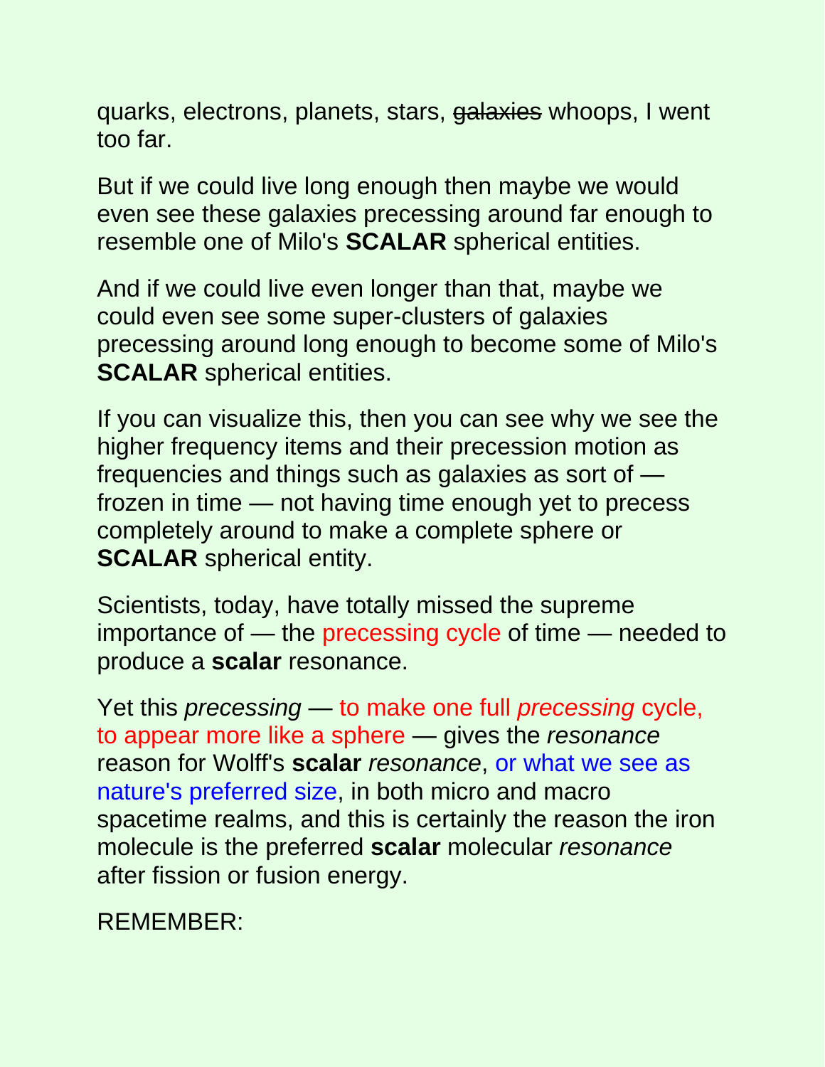quarks, electrons, planets, stars, ~~galaxies~~ whoops, I went too far.

But if we could live long enough then maybe we would even see these galaxies precessing around far enough to resemble one of Milo's **SCALAR** spherical entities.

And if we could live even longer than that, maybe we could even see some super-clusters of galaxies precessing around long enough to become some of Milo's **SCALAR** spherical entities.

If you can visualize this, then you can see why we see the higher frequency items and their precession motion as frequencies and things such as galaxies as sort of — frozen in time — not having time enough yet to precess completely around to make a complete sphere or **SCALAR** spherical entity.

Scientists, today, have totally missed the supreme importance of — the precessing cycle of time — needed to produce a **scalar** resonance.

Yet this *precessing* — to make one full *precessing* cycle, to appear more like a sphere — gives the *resonance* reason for Wolff's **scalar** *resonance*, or what we see as nature's preferred size, in both micro and macro spacetime realms, and this is certainly the reason the iron molecule is the preferred **scalar** molecular *resonance* after fission or fusion energy.

REMEMBER: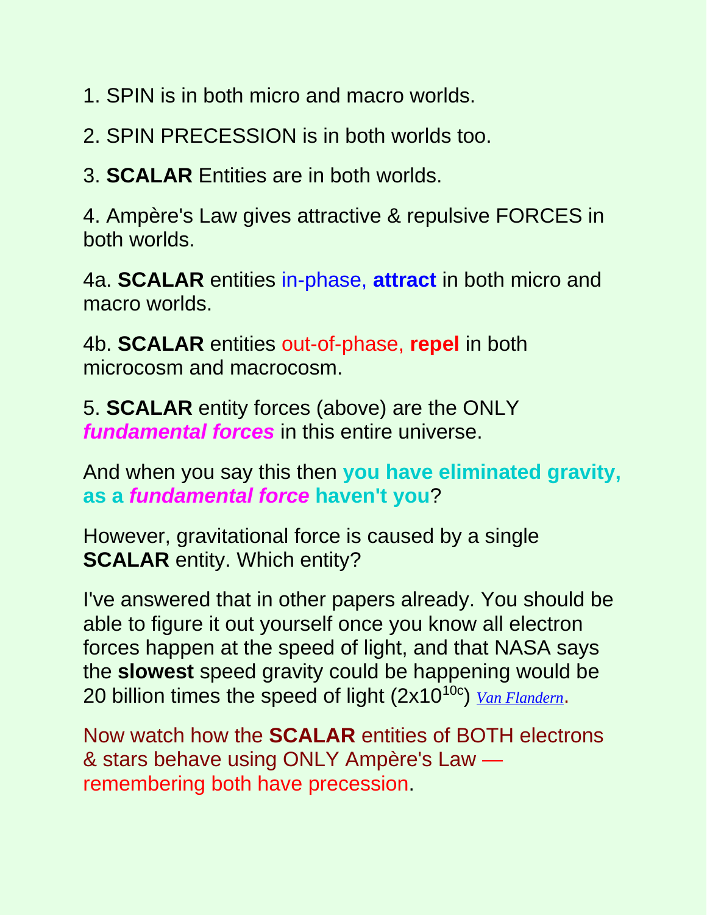1. SPIN is in both micro and macro worlds.

2. SPIN PRECESSION is in both worlds too.

3. **SCALAR** Entities are in both worlds.

4. Ampère's Law gives attractive & repulsive FORCES in both worlds.

4a. **SCALAR** entities in-phase, **attract** in both micro and macro worlds.

4b. **SCALAR** entities out-of-phase, **repel** in both microcosm and macrocosm.

5. **SCALAR** entity forces (above) are the ONLY ***fundamental forces*** in this entire universe.

And when you say this then **you have eliminated gravity, as a *fundamental force* haven't you**?

However, gravitational force is caused by a single **SCALAR** entity. Which entity?

I've answered that in other papers already. You should be able to figure it out yourself once you know all electron forces happen at the speed of light, and that NASA says the **slowest** speed gravity could be happening would be 20 billion times the speed of light ($2 \times 10^{10c}$) *Van Flandern*.

Now watch how the **SCALAR** entities of BOTH electrons & stars behave using ONLY Ampère's Law — remembering both have precession.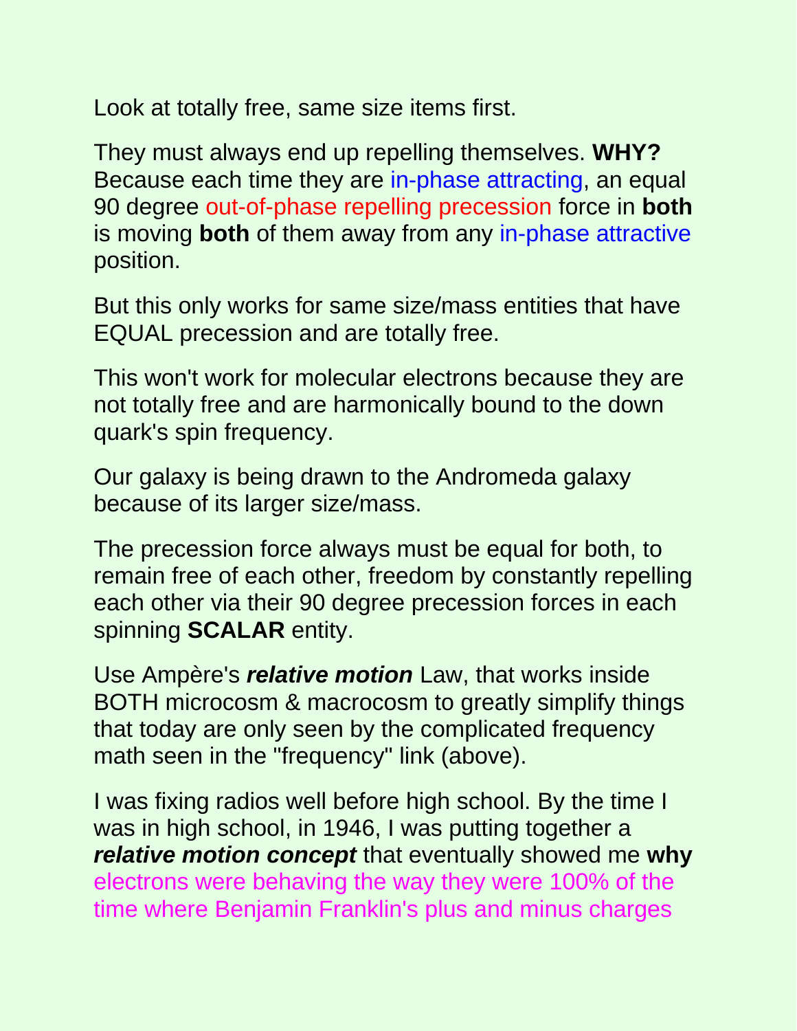Look at totally free, same size items first.

They must always end up repelling themselves. **WHY?** Because each time they are in-phase attracting, an equal 90 degree out-of-phase repelling precession force in **both** is moving **both** of them away from any in-phase attractive position.

But this only works for same size/mass entities that have EQUAL precession and are totally free.

This won't work for molecular electrons because they are not totally free and are harmonically bound to the down quark's spin frequency.

Our galaxy is being drawn to the Andromeda galaxy because of its larger size/mass.

The precession force always must be equal for both, to remain free of each other, freedom by constantly repelling each other via their 90 degree precession forces in each spinning **SCALAR** entity.

Use Ampère's ***relative motion*** Law, that works inside BOTH microcosm & macrocosm to greatly simplify things that today are only seen by the complicated frequency math seen in the "frequency" link (above).

I was fixing radios well before high school. By the time I was in high school, in 1946, I was putting together a ***relative motion concept*** that eventually showed me **why** electrons were behaving the way they were 100% of the time where Benjamin Franklin's plus and minus charges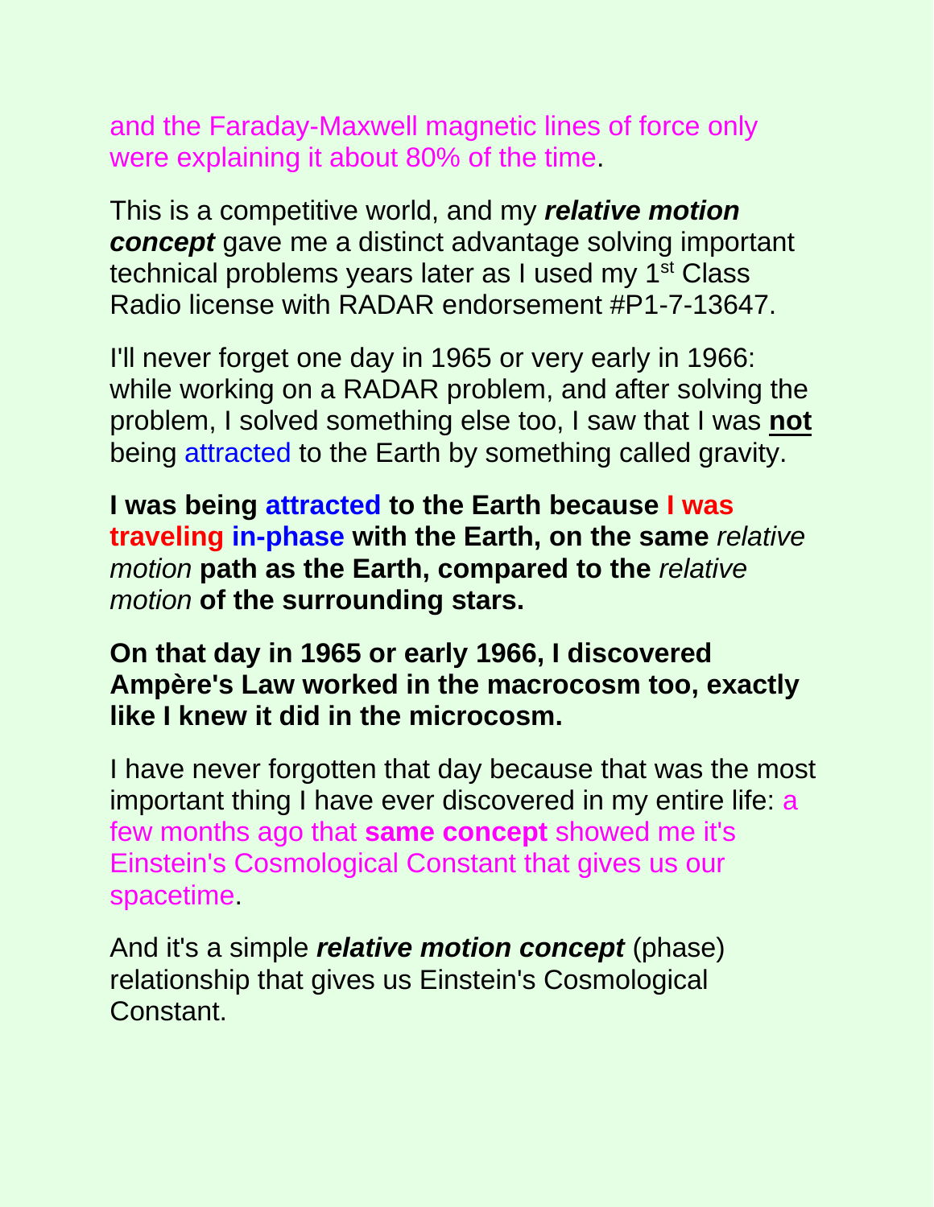and the Faraday-Maxwell magnetic lines of force only were explaining it about 80% of the time.

This is a competitive world, and my ***relative motion concept*** gave me a distinct advantage solving important technical problems years later as I used my 1st Class Radio license with RADAR endorsement #P1-7-13647.

I'll never forget one day in 1965 or very early in 1966: while working on a RADAR problem, and after solving the problem, I solved something else too, I saw that I was **not** being attracted to the Earth by something called gravity.

**I was being attracted to the Earth because I was traveling in-phase with the Earth, on the same** *relative motion* **path as the Earth, compared to the** *relative motion* **of the surrounding stars.**

**On that day in 1965 or early 1966, I discovered Ampère's Law worked in the macrocosm too, exactly like I knew it did in the microcosm.**

I have never forgotten that day because that was the most important thing I have ever discovered in my entire life: a few months ago that **same concept** showed me it's Einstein's Cosmological Constant that gives us our spacetime.

And it's a simple ***relative motion concept*** (phase) relationship that gives us Einstein's Cosmological Constant.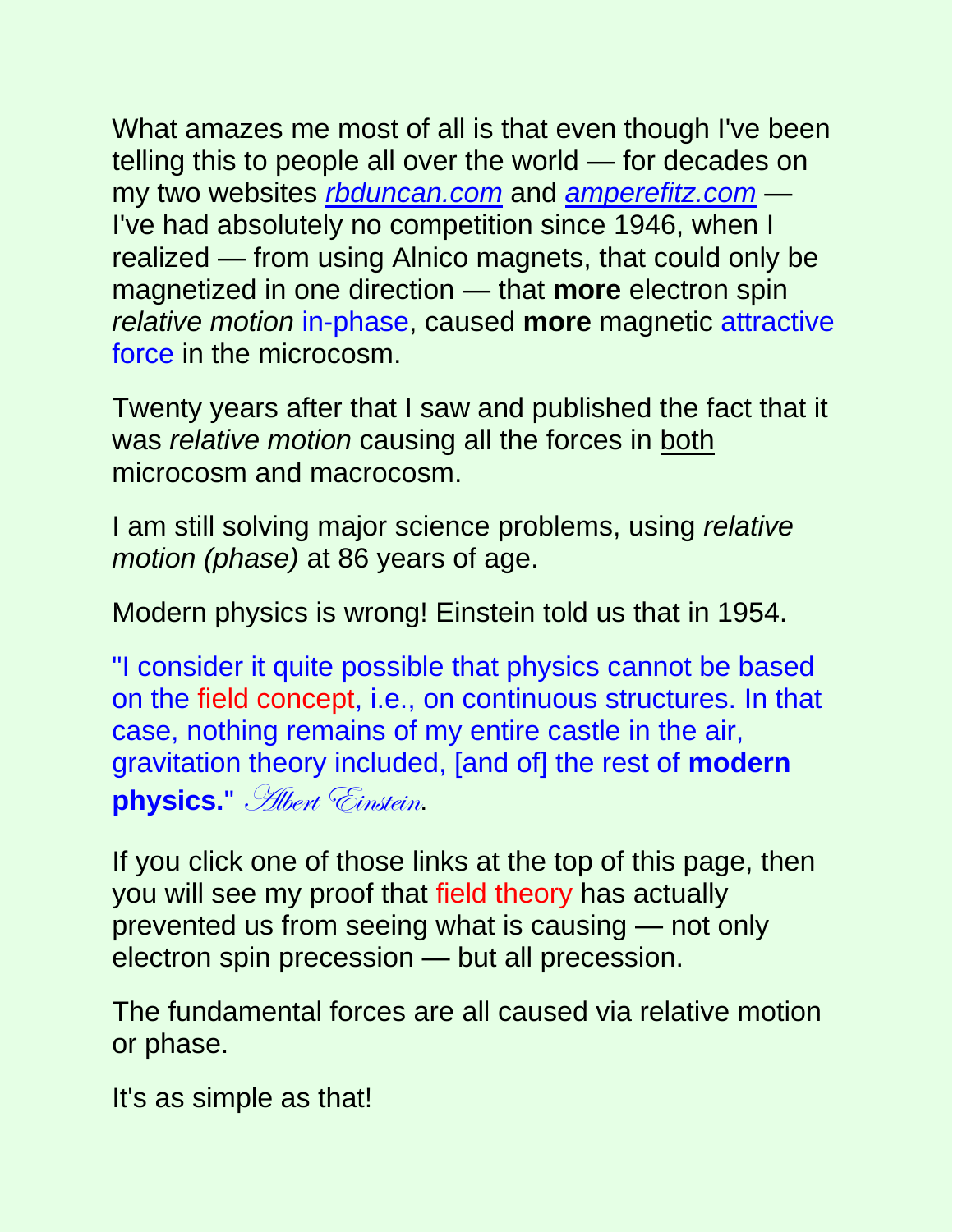What amazes me most of all is that even though I've been telling this to people all over the world — for decades on my two websites *rbduncan.com* and *amperefitz.com* — I've had absolutely no competition since 1946, when I realized — from using Alnico magnets, that could only be magnetized in one direction — that **more** electron spin *relative motion* in-phase, caused **more** magnetic attractive force in the microcosm.

Twenty years after that I saw and published the fact that it was *relative motion* causing all the forces in both microcosm and macrocosm.

I am still solving major science problems, using *relative motion (phase)* at 86 years of age.

Modern physics is wrong! Einstein told us that in 1954.

"I consider it quite possible that physics cannot be based on the field concept, i.e., on continuous structures. In that case, nothing remains of my entire castle in the air, gravitation theory included, [and of] the rest of **modern physics.**" *Albert Einstein*.

If you click one of those links at the top of this page, then you will see my proof that field theory has actually prevented us from seeing what is causing — not only electron spin precession — but all precession.

The fundamental forces are all caused via relative motion or phase.

It's as simple as that!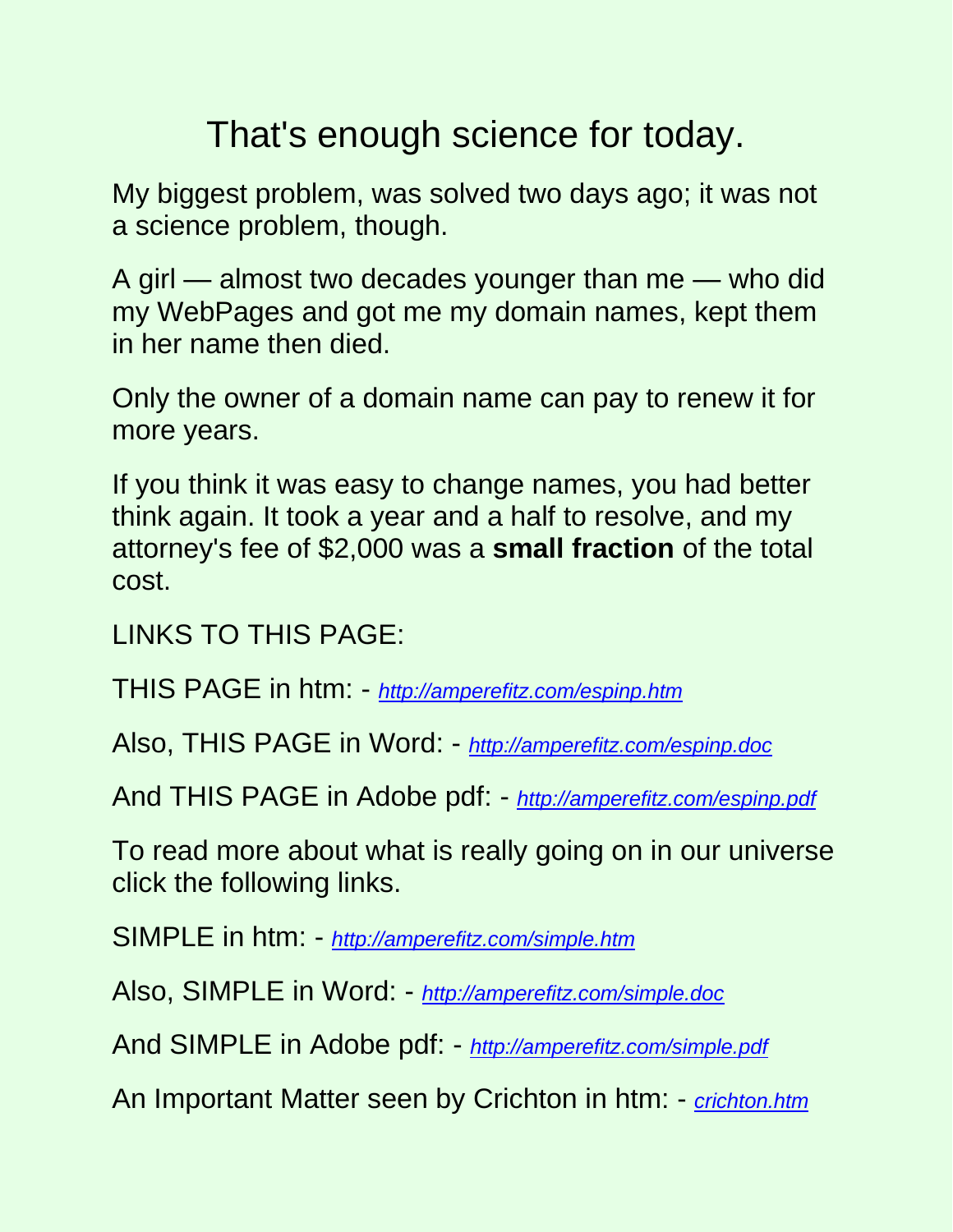# That's enough science for today.

My biggest problem, was solved two days ago; it was not a science problem, though.

A girl — almost two decades younger than me — who did my WebPages and got me my domain names, kept them in her name then died.

Only the owner of a domain name can pay to renew it for more years.

If you think it was easy to change names, you had better think again. It took a year and a half to resolve, and my attorney's fee of $2,000 was a **small fraction** of the total cost.

LINKS TO THIS PAGE:

THIS PAGE in htm: - *http://amperefitz.com/espinp.htm*

Also, THIS PAGE in Word: - *http://amperefitz.com/espinp.doc*

And THIS PAGE in Adobe pdf: - *http://amperefitz.com/espinp.pdf*

To read more about what is really going on in our universe click the following links.

SIMPLE in htm: - *http://amperefitz.com/simple.htm*

Also, SIMPLE in Word: - *http://amperefitz.com/simple.doc*

And SIMPLE in Adobe pdf: - *http://amperefitz.com/simple.pdf*

An Important Matter seen by Crichton in htm: - *crichton.htm*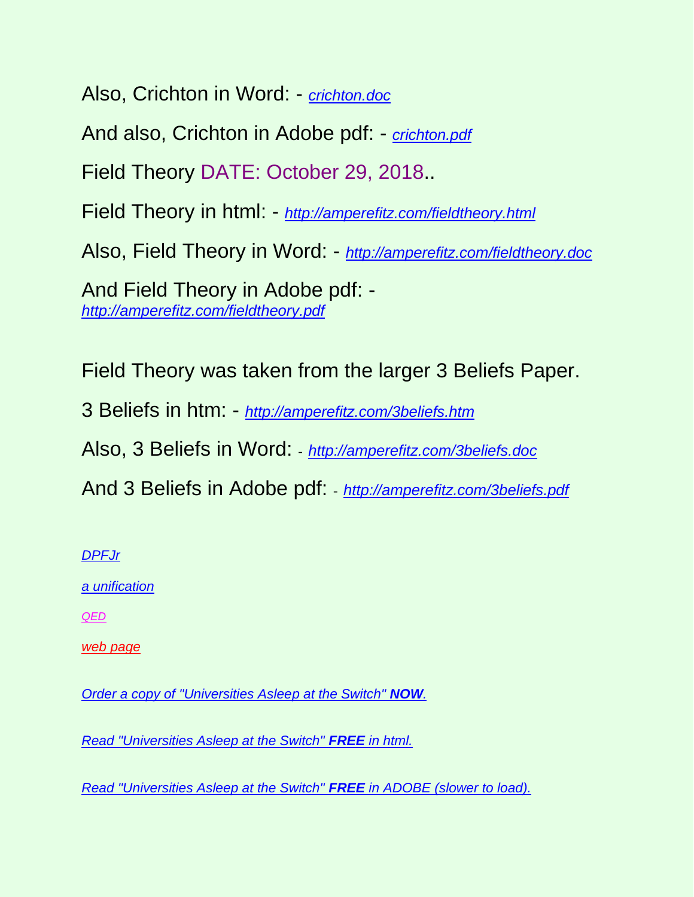Also, Crichton in Word: - *crichton.doc*

And also, Crichton in Adobe pdf: - *crichton.pdf*

Field Theory DATE: October 29, 2018..

Field Theory in html: - *http://amperefitz.com/fieldtheory.html*

Also, Field Theory in Word: - *http://amperefitz.com/fieldtheory.doc*

And Field Theory in Adobe pdf: -
*http://amperefitz.com/fieldtheory.pdf*

Field Theory was taken from the larger 3 Beliefs Paper.

3 Beliefs in htm: - *http://amperefitz.com/3beliefs.htm*

Also, 3 Beliefs in Word: - *http://amperefitz.com/3beliefs.doc*

And 3 Beliefs in Adobe pdf: - *http://amperefitz.com/3beliefs.pdf*

*DPFJr*

*a unification*

*QED*

*web page*

*Order a copy of "Universities Asleep at the Switch" **NOW**.*

*Read "Universities Asleep at the Switch" **FREE** in html.*

*Read "Universities Asleep at the Switch" **FREE** in ADOBE (slower to load).*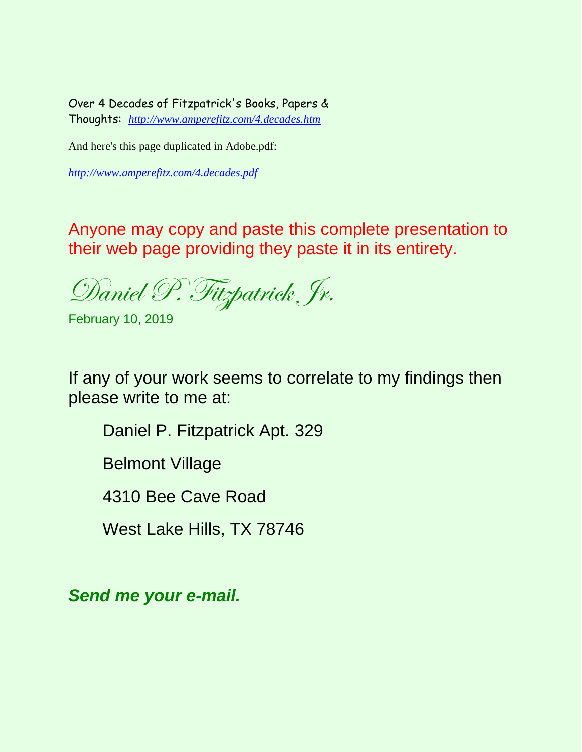Over 4 Decades of Fitzpatrick's Books, Papers & Thoughts: *http://www.amperefitz.com/4.decades.htm*

And here's this page duplicated in Adobe.pdf:

*http://www.amperefitz.com/4.decades.pdf*

Anyone may copy and paste this complete presentation to their web page providing they paste it in its entirety.

*Daniel P. Fitzpatrick Jr.*

February 10, 2019

If any of your work seems to correlate to my findings then please write to me at:

Daniel P. Fitzpatrick Apt. 329

Belmont Village

4310 Bee Cave Road

West Lake Hills, TX 78746

***Send me your e-mail.***